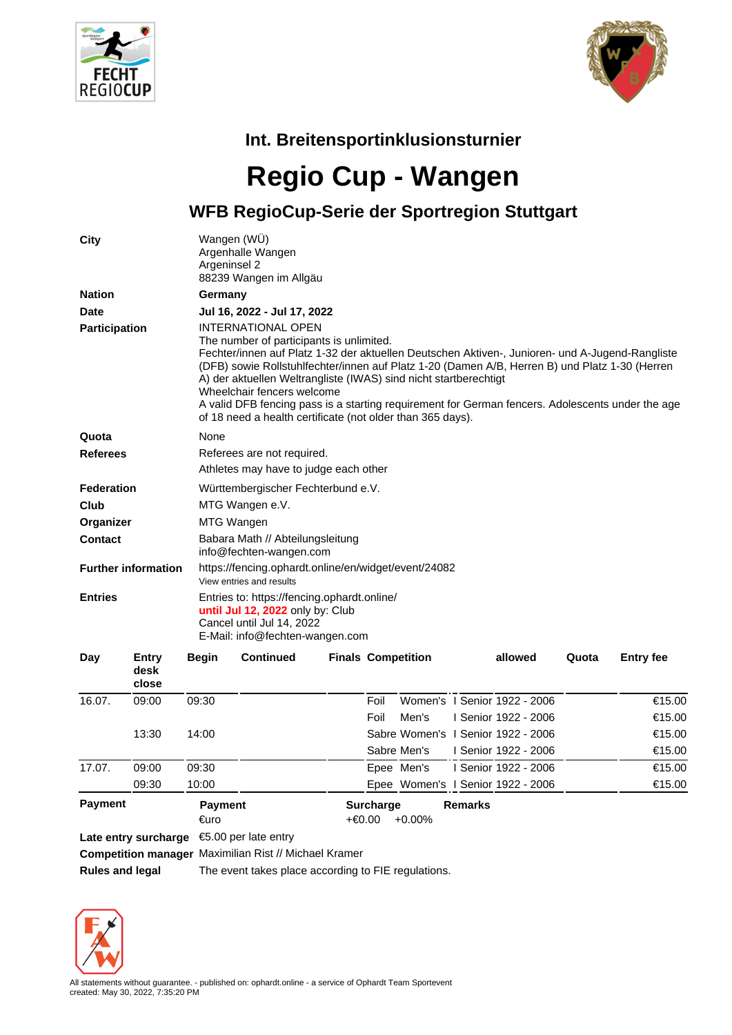# Int. Breitensportinklusionsturnier

# Regio Cup - Wangen

## WFB RegioCup-Serie der Sportregion Stuttgart

**City**
Wangen (WÜ)
Argenhalle Wangen
Argeninsel 2
88239 Wangen im Allgäu

**Nation**
**Germany**

**Date**
**Jul 16, 2022 - Jul 17, 2022**

**Participation**
INTERNATIONAL OPEN
The number of participants is unlimited.
Fechter/innen auf Platz 1-32 der aktuellen Deutschen Aktiven-, Junioren- und A-Jugend-Rangliste (DFB) sowie Rollstuhlfechter/innen auf Platz 1-20 (Damen A/B, Herren B) und Platz 1-30 (Herren A) der aktuellen Weltrangliste (IWAS) sind nicht startberechtigt
Wheelchair fencers welcome
A valid DFB fencing pass is a starting requirement for German fencers. Adolescents under the age of 18 need a health certificate (not older than 365 days).

**Quota**
None

**Referees**
Referees are not required.
Athletes may have to judge each other

**Federation**
Württembergischer Fechterbund e.V.

**Club**
MTG Wangen e.V.

**Organizer**
MTG Wangen

**Contact**
Babara Math // Abteilungsleitung
info@fechten-wangen.com

**Further information**
https://fencing.ophardt.online/en/widget/event/24082
View entries and results

**Entries**
Entries to: https://fencing.ophardt.online/
**until Jul 12, 2022** only by: Club
Cancel until Jul 14, 2022
E-Mail: info@fechten-wangen.com

| Day | Entry desk close | Begin | Continued | Finals | Competition | | allowed | Quota | Entry fee |
|---|---|---|---|---|---|---|---|---|---|
| 16.07. | 09:00 | 09:30 | | | Foil | Women's | I Senior 1922 - 2006 | | €15.00 |
| | | | | | Foil | Men's | I Senior 1922 - 2006 | | €15.00 |
| | 13:30 | 14:00 | | | Sabre | Women's | I Senior 1922 - 2006 | | €15.00 |
| | | | | | Sabre | Men's | I Senior 1922 - 2006 | | €15.00 |
| 17.07. | 09:00 | 09:30 | | | Epee | Men's | I Senior 1922 - 2006 | | €15.00 |
| | 09:30 | 10:00 | | | Epee | Women's | I Senior 1922 - 2006 | | €15.00 |

**Payment**

| Payment | Surcharge | | Remarks |
|---|---|---|---|
| €uro | +€0.00 | +0.00% | |

**Late entry surcharge** €5.00 per late entry

**Competition manager** Maximilian Rist // Michael Kramer

**Rules and legal** The event takes place according to FIE regulations.

All statements without guarantee. - published on: ophardt.online - a service of Ophardt Team Sportevent
created: May 30, 2022, 7:35:20 PM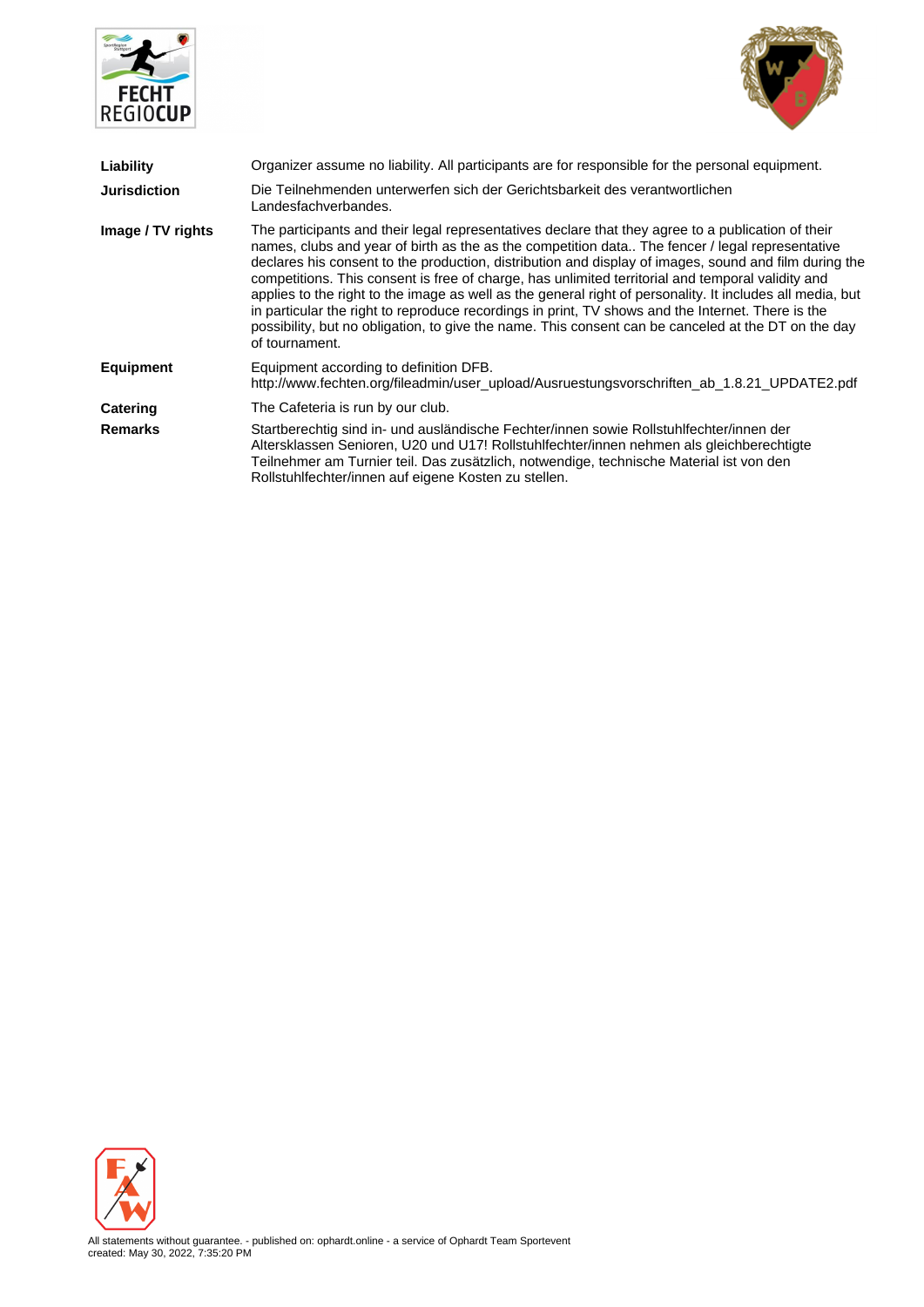| | |
|---|---|
| **Liability** | Organizer assume no liability. All participants are for responsible for the personal equipment. |
| **Jurisdiction** | Die Teilnehmenden unterwerfen sich der Gerichtsbarkeit des verantwortlichen Landesfachverbandes. |
| **Image / TV rights** | The participants and their legal representatives declare that they agree to a publication of their names, clubs and year of birth as the as the competition data.. The fencer / legal representative declares his consent to the production, distribution and display of images, sound and film during the competitions. This consent is free of charge, has unlimited territorial and temporal validity and applies to the right to the image as well as the general right of personality. It includes all media, but in particular the right to reproduce recordings in print, TV shows and the Internet. There is the possibility, but no obligation, to give the name. This consent can be canceled at the DT on the day of tournament. |
| **Equipment** | Equipment according to definition DFB. http://www.fechten.org/fileadmin/user_upload/Ausruestungsvorschriften_ab_1.8.21_UPDATE2.pdf |
| **Catering** | The Cafeteria is run by our club. |
| **Remarks** | Startberechtig sind in- und ausländische Fechter/innen sowie Rollstuhlfechter/innen der Altersklassen Senioren, U20 und U17! Rollstuhlfechter/innen nehmen als gleichberechtigte Teilnehmer am Turnier teil. Das zusätzlich, notwendige, technische Material ist von den Rollstuhlfechter/innen auf eigene Kosten zu stellen. |

All statements without guarantee. - published on: ophardt.online - a service of Ophardt Team Sportevent
created: May 30, 2022, 7:35:20 PM